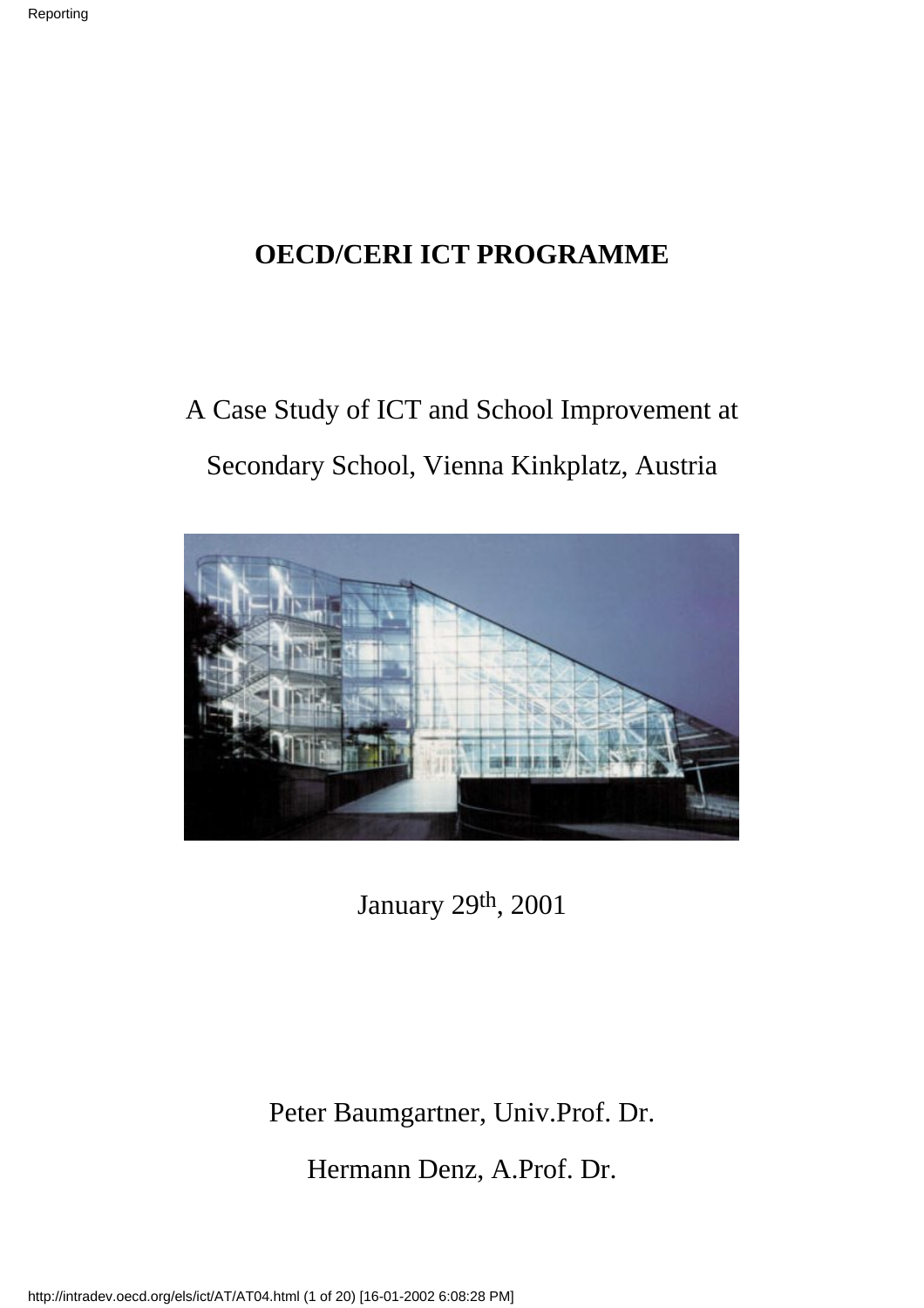# OECD/CERI ICT PROGRAMME

A Case Study of ICT and School Improvement at

Secondary School, Vienna Kinkplatz, Austria

January 29th, 2001

Peter Baumgartner, Univ.Prof. Dr.

Hermann Denz, A.Prof. Dr.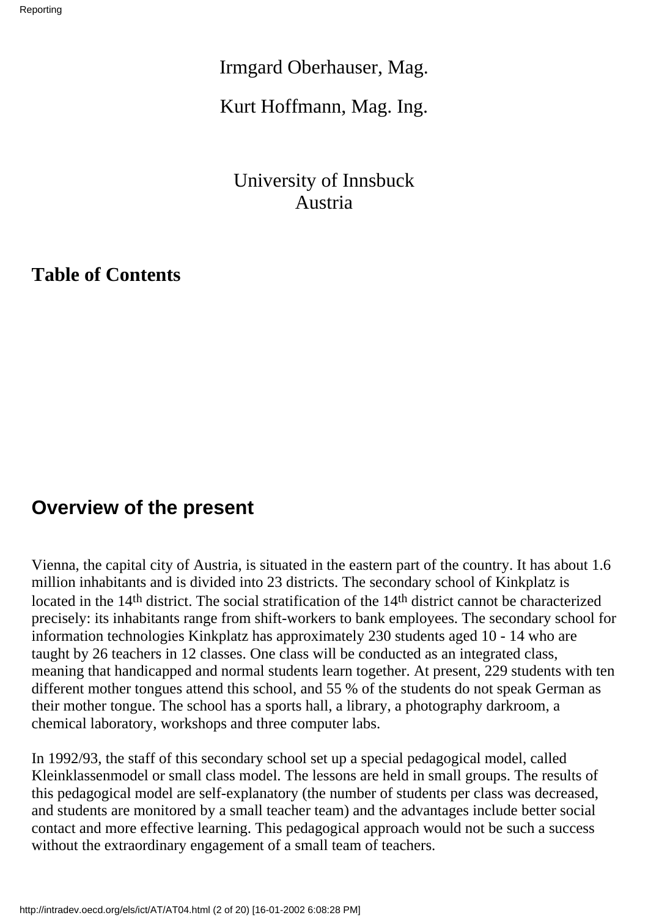Irmgard Oberhauser, Mag.

Kurt Hoffmann, Mag. Ing.

University of Innsbuck
Austria

## Table of Contents

## Overview of the present

Vienna, the capital city of Austria, is situated in the eastern part of the country. It has about 1.6 million inhabitants and is divided into 23 districts. The secondary school of Kinkplatz is located in the 14th district. The social stratification of the 14th district cannot be characterized precisely: its inhabitants range from shift-workers to bank employees. The secondary school for information technologies Kinkplatz has approximately 230 students aged 10 - 14 who are taught by 26 teachers in 12 classes. One class will be conducted as an integrated class, meaning that handicapped and normal students learn together. At present, 229 students with ten different mother tongues attend this school, and 55 % of the students do not speak German as their mother tongue. The school has a sports hall, a library, a photography darkroom, a chemical laboratory, workshops and three computer labs.

In 1992/93, the staff of this secondary school set up a special pedagogical model, called Kleinklassenmodel or small class model. The lessons are held in small groups. The results of this pedagogical model are self-explanatory (the number of students per class was decreased, and students are monitored by a small teacher team) and the advantages include better social contact and more effective learning. This pedagogical approach would not be such a success without the extraordinary engagement of a small team of teachers.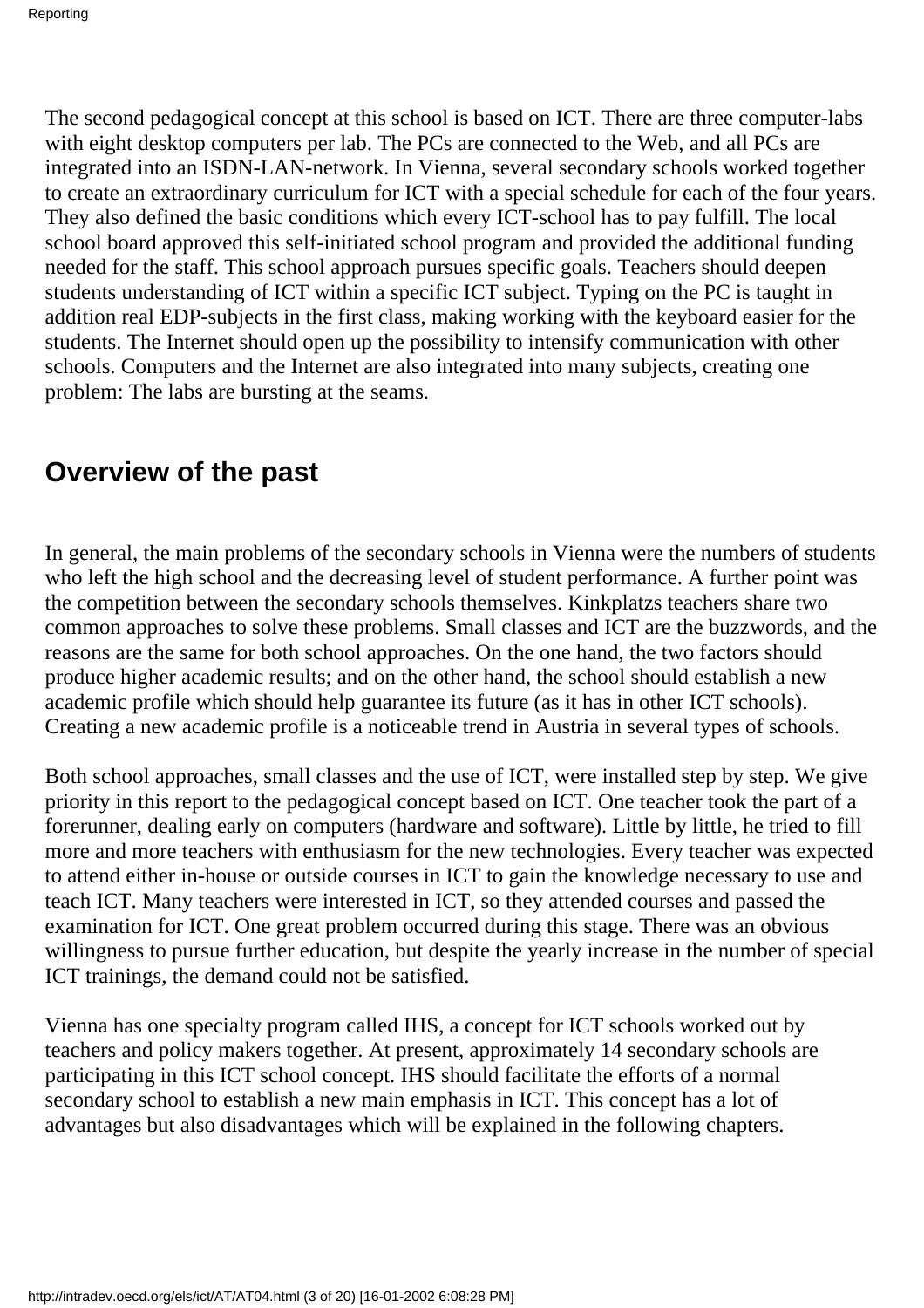The second pedagogical concept at this school is based on ICT. There are three computer-labs with eight desktop computers per lab. The PCs are connected to the Web, and all PCs are integrated into an ISDN-LAN-network. In Vienna, several secondary schools worked together to create an extraordinary curriculum for ICT with a special schedule for each of the four years. They also defined the basic conditions which every ICT-school has to pay fulfill. The local school board approved this self-initiated school program and provided the additional funding needed for the staff. This school approach pursues specific goals. Teachers should deepen students understanding of ICT within a specific ICT subject. Typing on the PC is taught in addition real EDP-subjects in the first class, making working with the keyboard easier for the students. The Internet should open up the possibility to intensify communication with other schools. Computers and the Internet are also integrated into many subjects, creating one problem: The labs are bursting at the seams.

## Overview of the past

In general, the main problems of the secondary schools in Vienna were the numbers of students who left the high school and the decreasing level of student performance. A further point was the competition between the secondary schools themselves. Kinkplatzs teachers share two common approaches to solve these problems. Small classes and ICT are the buzzwords, and the reasons are the same for both school approaches. On the one hand, the two factors should produce higher academic results; and on the other hand, the school should establish a new academic profile which should help guarantee its future (as it has in other ICT schools). Creating a new academic profile is a noticeable trend in Austria in several types of schools.

Both school approaches, small classes and the use of ICT, were installed step by step. We give priority in this report to the pedagogical concept based on ICT. One teacher took the part of a forerunner, dealing early on computers (hardware and software). Little by little, he tried to fill more and more teachers with enthusiasm for the new technologies. Every teacher was expected to attend either in-house or outside courses in ICT to gain the knowledge necessary to use and teach ICT. Many teachers were interested in ICT, so they attended courses and passed the examination for ICT. One great problem occurred during this stage. There was an obvious willingness to pursue further education, but despite the yearly increase in the number of special ICT trainings, the demand could not be satisfied.

Vienna has one specialty program called IHS, a concept for ICT schools worked out by teachers and policy makers together. At present, approximately 14 secondary schools are participating in this ICT school concept. IHS should facilitate the efforts of a normal secondary school to establish a new main emphasis in ICT. This concept has a lot of advantages but also disadvantages which will be explained in the following chapters.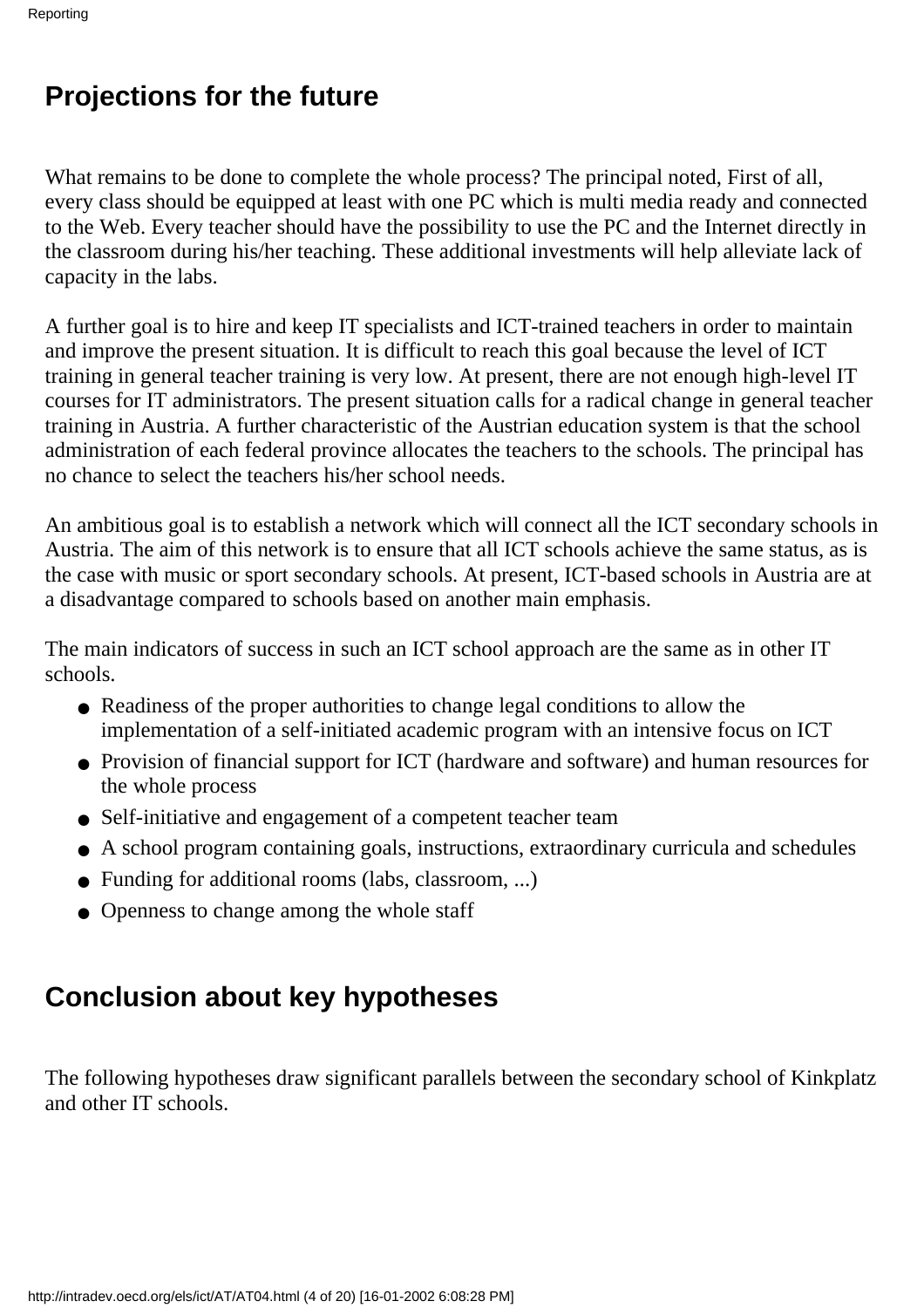## Projections for the future

What remains to be done to complete the whole process? The principal noted, First of all, every class should be equipped at least with one PC which is multi media ready and connected to the Web. Every teacher should have the possibility to use the PC and the Internet directly in the classroom during his/her teaching. These additional investments will help alleviate lack of capacity in the labs.

A further goal is to hire and keep IT specialists and ICT-trained teachers in order to maintain and improve the present situation. It is difficult to reach this goal because the level of ICT training in general teacher training is very low. At present, there are not enough high-level IT courses for IT administrators. The present situation calls for a radical change in general teacher training in Austria. A further characteristic of the Austrian education system is that the school administration of each federal province allocates the teachers to the schools. The principal has no chance to select the teachers his/her school needs.

An ambitious goal is to establish a network which will connect all the ICT secondary schools in Austria. The aim of this network is to ensure that all ICT schools achieve the same status, as is the case with music or sport secondary schools. At present, ICT-based schools in Austria are at a disadvantage compared to schools based on another main emphasis.

The main indicators of success in such an ICT school approach are the same as in other IT schools.

- Readiness of the proper authorities to change legal conditions to allow the implementation of a self-initiated academic program with an intensive focus on ICT
- Provision of financial support for ICT (hardware and software) and human resources for the whole process
- Self-initiative and engagement of a competent teacher team
- A school program containing goals, instructions, extraordinary curricula and schedules
- Funding for additional rooms (labs, classroom, ...)
- Openness to change among the whole staff

## Conclusion about key hypotheses

The following hypotheses draw significant parallels between the secondary school of Kinkplatz and other IT schools.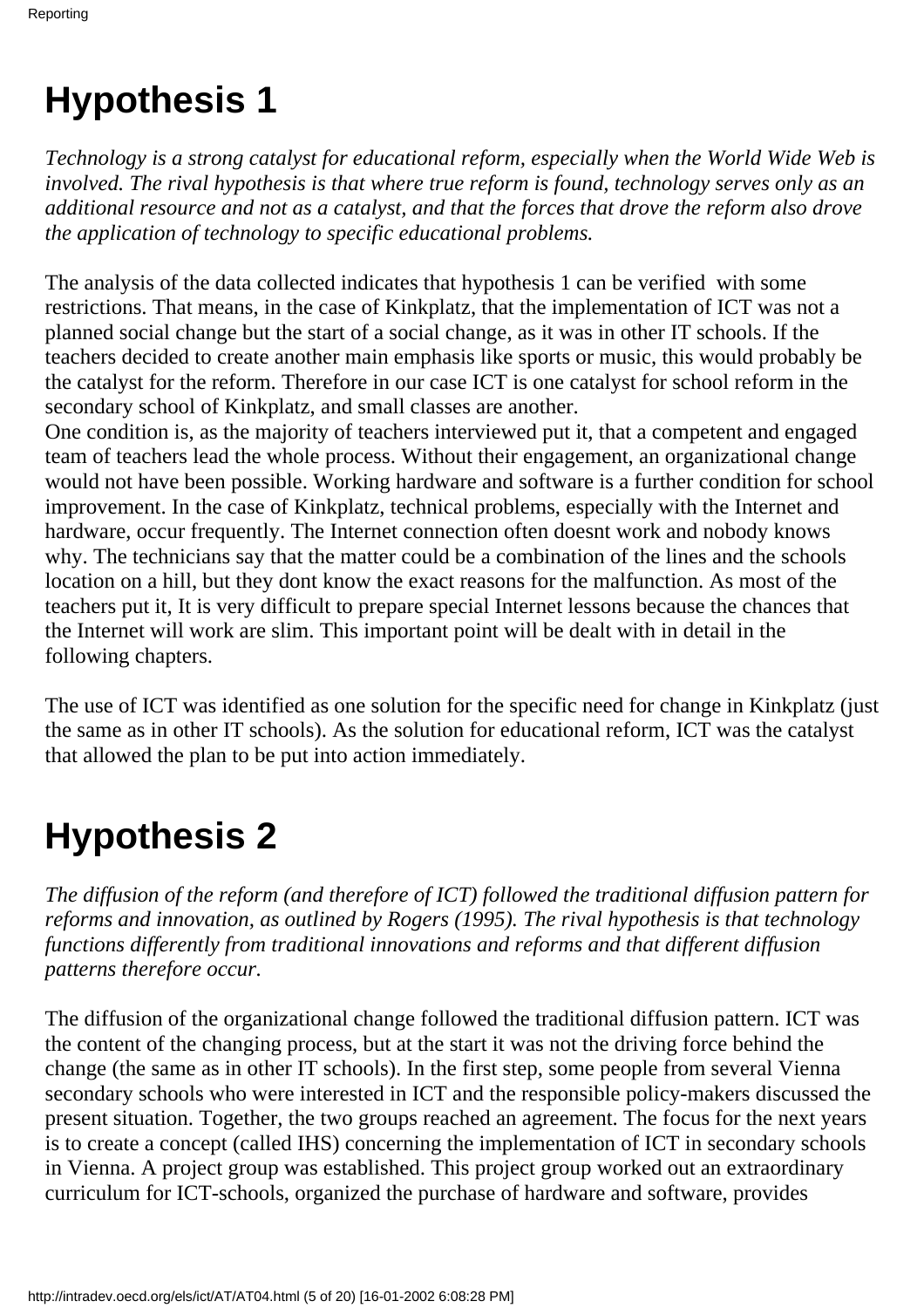# Hypothesis 1

*Technology is a strong catalyst for educational reform, especially when the World Wide Web is involved. The rival hypothesis is that where true reform is found, technology serves only as an additional resource and not as a catalyst, and that the forces that drove the reform also drove the application of technology to specific educational problems.*

The analysis of the data collected indicates that hypothesis 1 can be verified with some restrictions. That means, in the case of Kinkplatz, that the implementation of ICT was not a planned social change but the start of a social change, as it was in other IT schools. If the teachers decided to create another main emphasis like sports or music, this would probably be the catalyst for the reform. Therefore in our case ICT is one catalyst for school reform in the secondary school of Kinkplatz, and small classes are another.
One condition is, as the majority of teachers interviewed put it, that a competent and engaged team of teachers lead the whole process. Without their engagement, an organizational change would not have been possible. Working hardware and software is a further condition for school improvement. In the case of Kinkplatz, technical problems, especially with the Internet and hardware, occur frequently. The Internet connection often doesnt work and nobody knows why. The technicians say that the matter could be a combination of the lines and the schools location on a hill, but they dont know the exact reasons for the malfunction. As most of the teachers put it, It is very difficult to prepare special Internet lessons because the chances that the Internet will work are slim. This important point will be dealt with in detail in the following chapters.

The use of ICT was identified as one solution for the specific need for change in Kinkplatz (just the same as in other IT schools). As the solution for educational reform, ICT was the catalyst that allowed the plan to be put into action immediately.

# Hypothesis 2

*The diffusion of the reform (and therefore of ICT) followed the traditional diffusion pattern for reforms and innovation, as outlined by Rogers (1995). The rival hypothesis is that technology functions differently from traditional innovations and reforms and that different diffusion patterns therefore occur.*

The diffusion of the organizational change followed the traditional diffusion pattern. ICT was the content of the changing process, but at the start it was not the driving force behind the change (the same as in other IT schools). In the first step, some people from several Vienna secondary schools who were interested in ICT and the responsible policy-makers discussed the present situation. Together, the two groups reached an agreement. The focus for the next years is to create a concept (called IHS) concerning the implementation of ICT in secondary schools in Vienna. A project group was established. This project group worked out an extraordinary curriculum for ICT-schools, organized the purchase of hardware and software, provides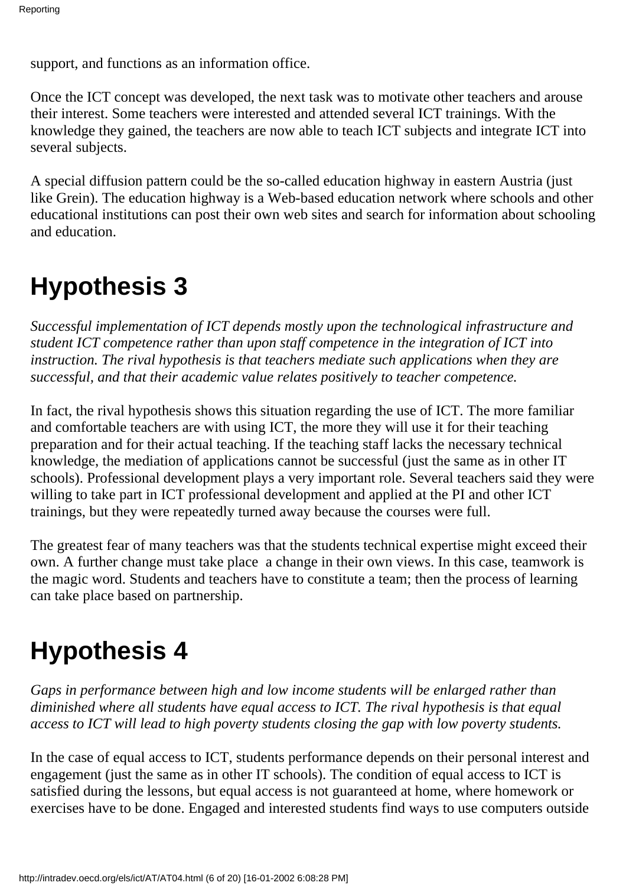support, and functions as an information office.

Once the ICT concept was developed, the next task was to motivate other teachers and arouse their interest. Some teachers were interested and attended several ICT trainings. With the knowledge they gained, the teachers are now able to teach ICT subjects and integrate ICT into several subjects.

A special diffusion pattern could be the so-called education highway in eastern Austria (just like Grein). The education highway is a Web-based education network where schools and other educational institutions can post their own web sites and search for information about schooling and education.

# Hypothesis 3

*Successful implementation of ICT depends mostly upon the technological infrastructure and student ICT competence rather than upon staff competence in the integration of ICT into instruction. The rival hypothesis is that teachers mediate such applications when they are successful, and that their academic value relates positively to teacher competence.*

In fact, the rival hypothesis shows this situation regarding the use of ICT. The more familiar and comfortable teachers are with using ICT, the more they will use it for their teaching preparation and for their actual teaching. If the teaching staff lacks the necessary technical knowledge, the mediation of applications cannot be successful (just the same as in other IT schools). Professional development plays a very important role. Several teachers said they were willing to take part in ICT professional development and applied at the PI and other ICT trainings, but they were repeatedly turned away because the courses were full.

The greatest fear of many teachers was that the students technical expertise might exceed their own. A further change must take place a change in their own views. In this case, teamwork is the magic word. Students and teachers have to constitute a team; then the process of learning can take place based on partnership.

# Hypothesis 4

*Gaps in performance between high and low income students will be enlarged rather than diminished where all students have equal access to ICT. The rival hypothesis is that equal access to ICT will lead to high poverty students closing the gap with low poverty students.*

In the case of equal access to ICT, students performance depends on their personal interest and engagement (just the same as in other IT schools). The condition of equal access to ICT is satisfied during the lessons, but equal access is not guaranteed at home, where homework or exercises have to be done. Engaged and interested students find ways to use computers outside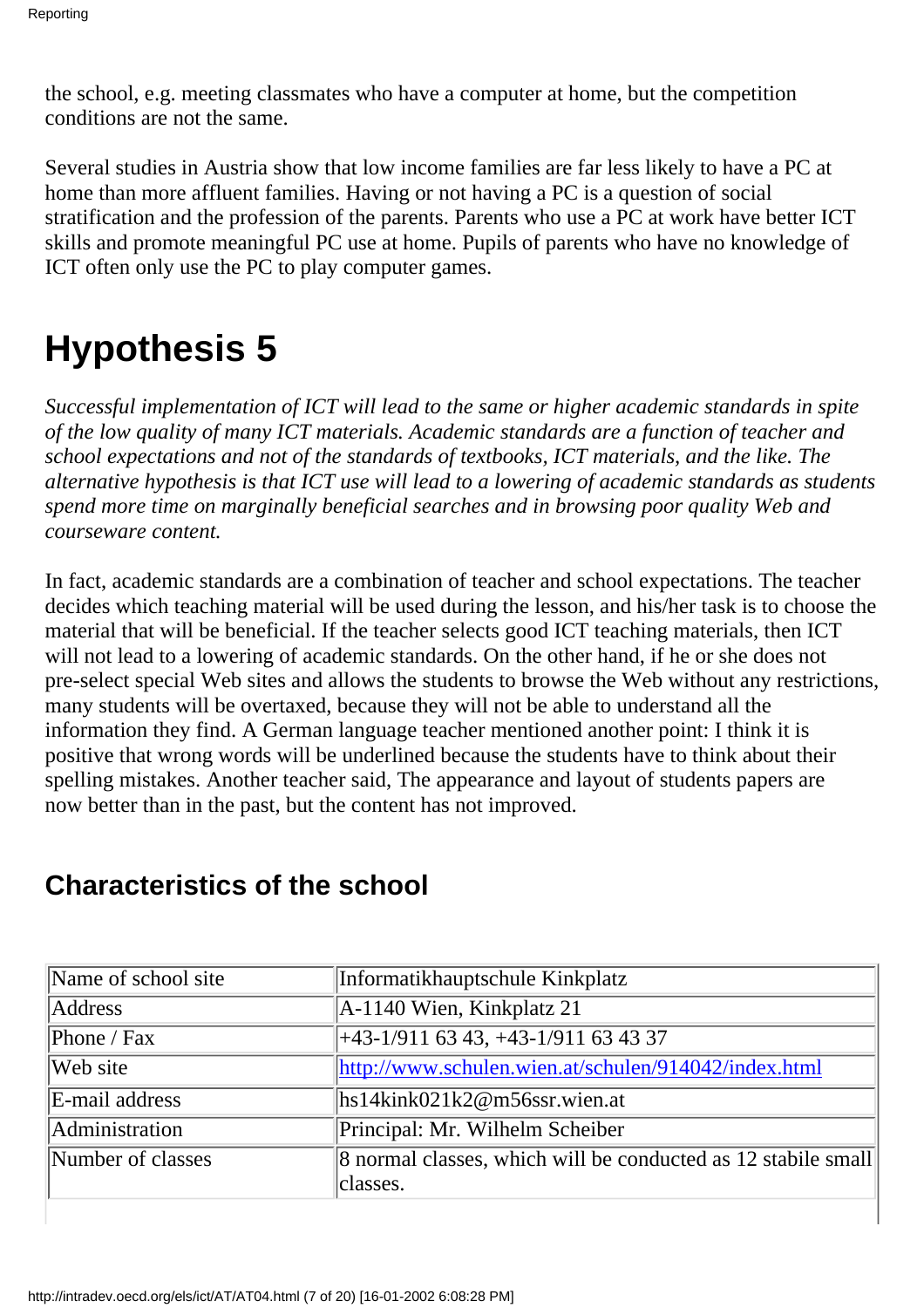the school, e.g. meeting classmates who have a computer at home, but the competition conditions are not the same.

Several studies in Austria show that low income families are far less likely to have a PC at home than more affluent families. Having or not having a PC is a question of social stratification and the profession of the parents. Parents who use a PC at work have better ICT skills and promote meaningful PC use at home. Pupils of parents who have no knowledge of ICT often only use the PC to play computer games.

# Hypothesis 5

*Successful implementation of ICT will lead to the same or higher academic standards in spite of the low quality of many ICT materials. Academic standards are a function of teacher and school expectations and not of the standards of textbooks, ICT materials, and the like. The alternative hypothesis is that ICT use will lead to a lowering of academic standards as students spend more time on marginally beneficial searches and in browsing poor quality Web and courseware content.*

In fact, academic standards are a combination of teacher and school expectations. The teacher decides which teaching material will be used during the lesson, and his/her task is to choose the material that will be beneficial. If the teacher selects good ICT teaching materials, then ICT will not lead to a lowering of academic standards. On the other hand, if he or she does not pre-select special Web sites and allows the students to browse the Web without any restrictions, many students will be overtaxed, because they will not be able to understand all the information they find. A German language teacher mentioned another point: I think it is positive that wrong words will be underlined because the students have to think about their spelling mistakes. Another teacher said, The appearance and layout of students papers are now better than in the past, but the content has not improved.

## Characteristics of the school

| | |
|---|---|
| Name of school site | Informatikhauptschule Kinkplatz |
| Address | A-1140 Wien, Kinkplatz 21 |
| Phone / Fax | +43-1/911 63 43, +43-1/911 63 43 37 |
| Web site | http://www.schulen.wien.at/schulen/914042/index.html |
| E-mail address | hs14kink021k2@m56ssr.wien.at |
| Administration | Principal: Mr. Wilhelm Scheiber |
| Number of classes | 8 normal classes, which will be conducted as 12 stabile small classes. |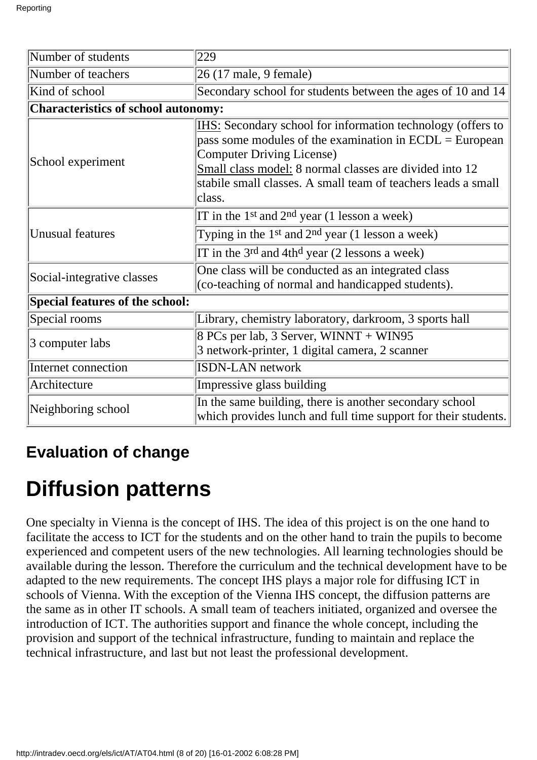| Number of students | 229 |
|---|---|
| Number of teachers | 26 (17 male, 9 female) |
| Kind of school | Secondary school for students between the ages of 10 and 14 |
| **Characteristics of school autonomy:** | |
| School experiment | IHS: Secondary school for information technology (offers to pass some modules of the examination in ECDL = European Computer Driving License)<br>Small class model: 8 normal classes are divided into 12 stabile small classes. A small team of teachers leads a small class. |
| Unusual features | IT in the 1st and 2nd year (1 lesson a week) |
| | Typing in the 1st and 2nd year (1 lesson a week) |
| | IT in the 3rd and 4thd year (2 lessons a week) |
| Social-integrative classes | One class will be conducted as an integrated class (co-teaching of normal and handicapped students). |
| **Special features of the school:** | |
| Special rooms | Library, chemistry laboratory, darkroom, 3 sports hall |
| 3 computer labs | 8 PCs per lab, 3 Server, WINNT + WIN95<br>3 network-printer, 1 digital camera, 2 scanner |
| Internet connection | ISDN-LAN network |
| Architecture | Impressive glass building |
| Neighboring school | In the same building, there is another secondary school which provides lunch and full time support for their students. |

### Evaluation of change

# Diffusion patterns

One specialty in Vienna is the concept of IHS. The idea of this project is on the one hand to facilitate the access to ICT for the students and on the other hand to train the pupils to become experienced and competent users of the new technologies. All learning technologies should be available during the lesson. Therefore the curriculum and the technical development have to be adapted to the new requirements. The concept IHS plays a major role for diffusing ICT in schools of Vienna. With the exception of the Vienna IHS concept, the diffusion patterns are the same as in other IT schools. A small team of teachers initiated, organized and oversee the introduction of ICT. The authorities support and finance the whole concept, including the provision and support of the technical infrastructure, funding to maintain and replace the technical infrastructure, and last but not least the professional development.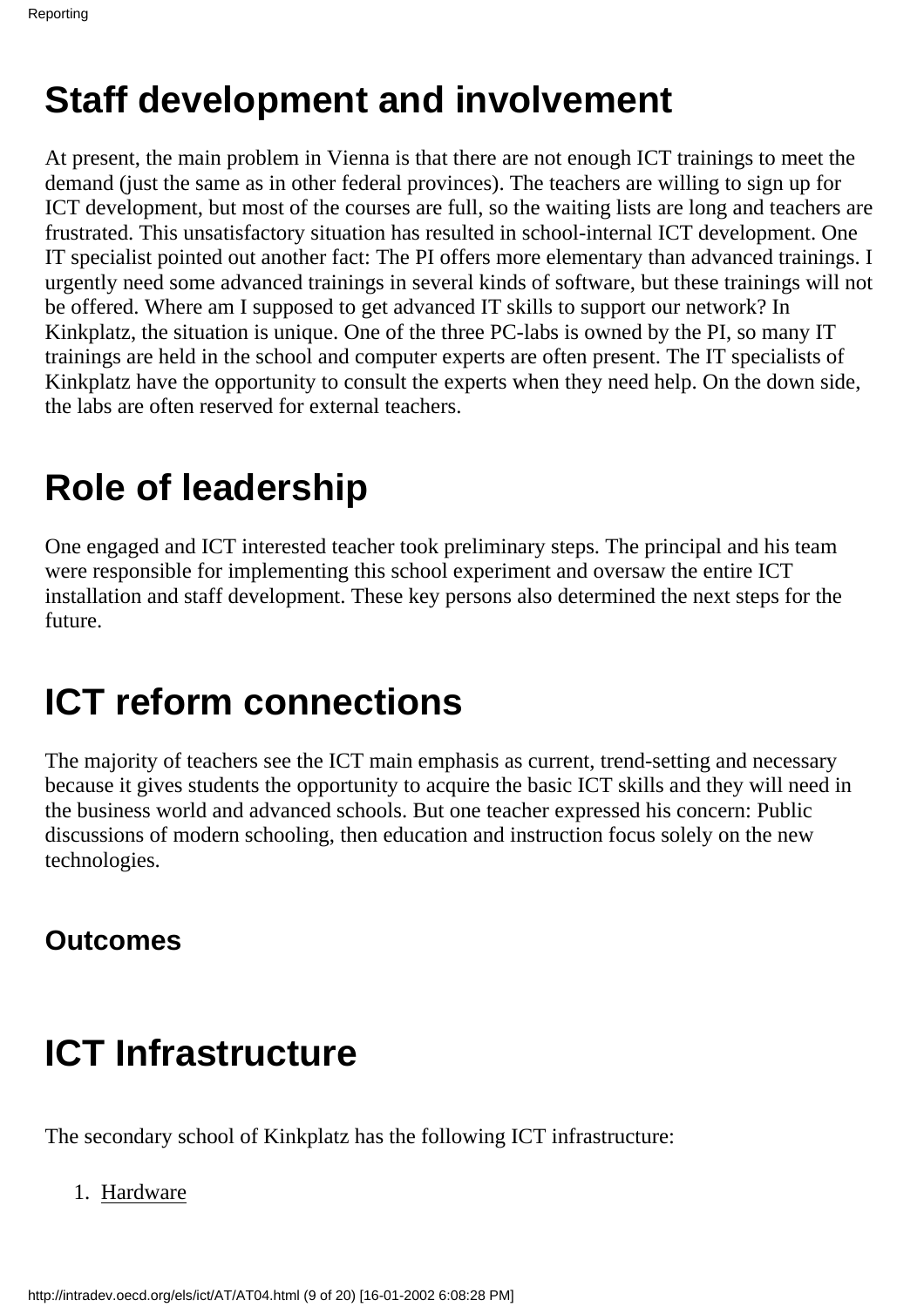# Staff development and involvement

At present, the main problem in Vienna is that there are not enough ICT trainings to meet the demand (just the same as in other federal provinces). The teachers are willing to sign up for ICT development, but most of the courses are full, so the waiting lists are long and teachers are frustrated. This unsatisfactory situation has resulted in school-internal ICT development. One IT specialist pointed out another fact: The PI offers more elementary than advanced trainings. I urgently need some advanced trainings in several kinds of software, but these trainings will not be offered. Where am I supposed to get advanced IT skills to support our network? In Kinkplatz, the situation is unique. One of the three PC-labs is owned by the PI, so many IT trainings are held in the school and computer experts are often present. The IT specialists of Kinkplatz have the opportunity to consult the experts when they need help. On the down side, the labs are often reserved for external teachers.

# Role of leadership

One engaged and ICT interested teacher took preliminary steps. The principal and his team were responsible for implementing this school experiment and oversaw the entire ICT installation and staff development. These key persons also determined the next steps for the future.

# ICT reform connections

The majority of teachers see the ICT main emphasis as current, trend-setting and necessary because it gives students the opportunity to acquire the basic ICT skills and they will need in the business world and advanced schools. But one teacher expressed his concern: Public discussions of modern schooling, then education and instruction focus solely on the new technologies.

### Outcomes

# ICT Infrastructure

The secondary school of Kinkplatz has the following ICT infrastructure:

1. Hardware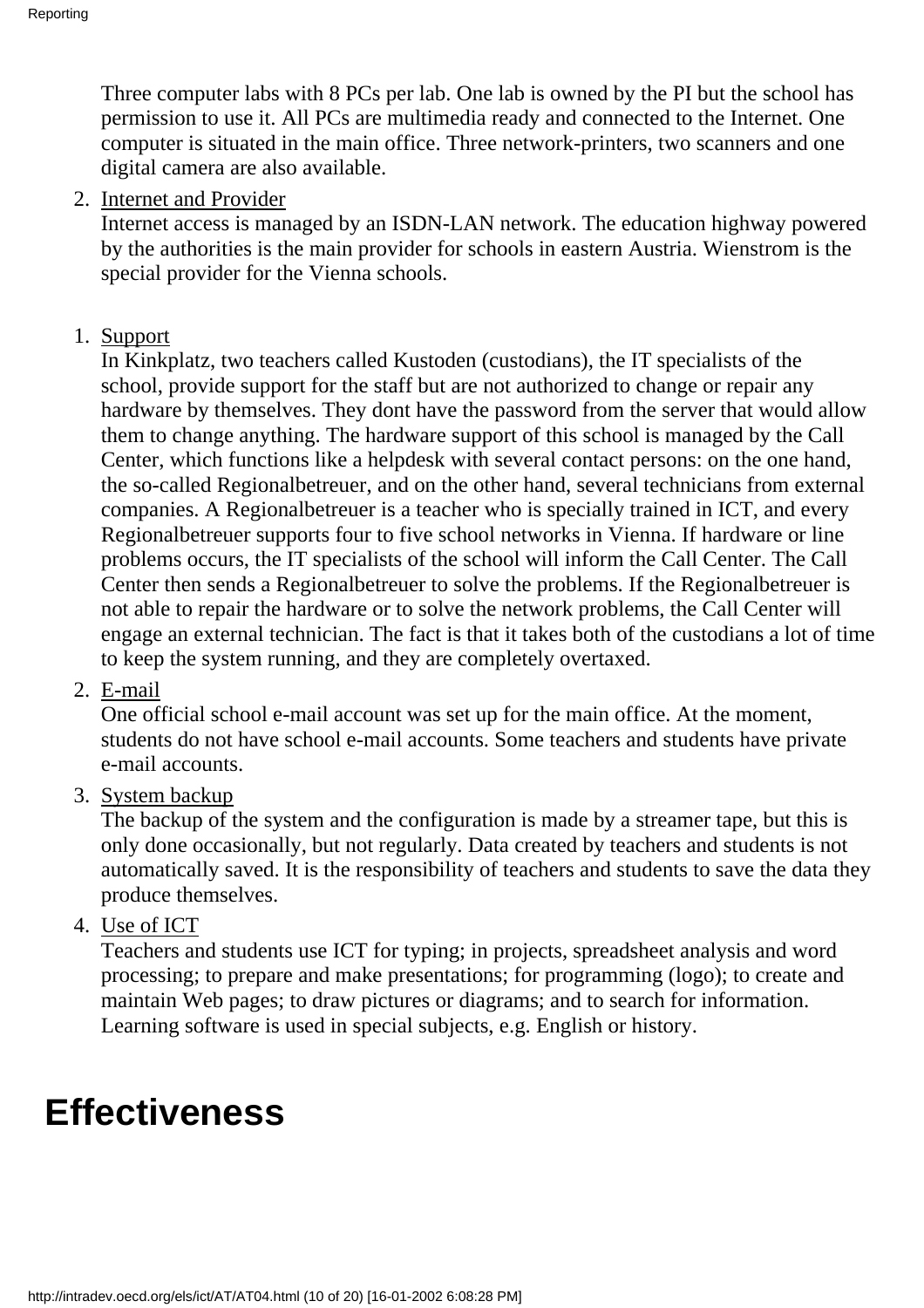Three computer labs with 8 PCs per lab. One lab is owned by the PI but the school has permission to use it. All PCs are multimedia ready and connected to the Internet. One computer is situated in the main office. Three network-printers, two scanners and one digital camera are also available.

2. Internet and Provider
   Internet access is managed by an ISDN-LAN network. The education highway powered by the authorities is the main provider for schools in eastern Austria. Wienstrom is the special provider for the Vienna schools.

1. Support
   In Kinkplatz, two teachers called Kustoden (custodians), the IT specialists of the school, provide support for the staff but are not authorized to change or repair any hardware by themselves. They dont have the password from the server that would allow them to change anything. The hardware support of this school is managed by the Call Center, which functions like a helpdesk with several contact persons: on the one hand, the so-called Regionalbetreuer, and on the other hand, several technicians from external companies. A Regionalbetreuer is a teacher who is specially trained in ICT, and every Regionalbetreuer supports four to five school networks in Vienna. If hardware or line problems occurs, the IT specialists of the school will inform the Call Center. The Call Center then sends a Regionalbetreuer to solve the problems. If the Regionalbetreuer is not able to repair the hardware or to solve the network problems, the Call Center will engage an external technician. The fact is that it takes both of the custodians a lot of time to keep the system running, and they are completely overtaxed.
2. E-mail
   One official school e-mail account was set up for the main office. At the moment, students do not have school e-mail accounts. Some teachers and students have private e-mail accounts.
3. System backup
   The backup of the system and the configuration is made by a streamer tape, but this is only done occasionally, but not regularly. Data created by teachers and students is not automatically saved. It is the responsibility of teachers and students to save the data they produce themselves.
4. Use of ICT
   Teachers and students use ICT for typing; in projects, spreadsheet analysis and word processing; to prepare and make presentations; for programming (logo); to create and maintain Web pages; to draw pictures or diagrams; and to search for information. Learning software is used in special subjects, e.g. English or history.

# Effectiveness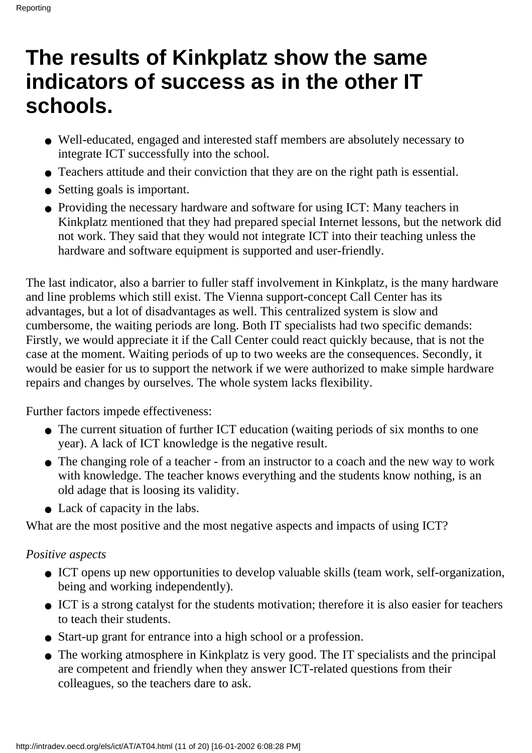# The results of Kinkplatz show the same indicators of success as in the other IT schools.

- Well-educated, engaged and interested staff members are absolutely necessary to integrate ICT successfully into the school.
- Teachers attitude and their conviction that they are on the right path is essential.
- Setting goals is important.
- Providing the necessary hardware and software for using ICT: Many teachers in Kinkplatz mentioned that they had prepared special Internet lessons, but the network did not work. They said that they would not integrate ICT into their teaching unless the hardware and software equipment is supported and user-friendly.

The last indicator, also a barrier to fuller staff involvement in Kinkplatz, is the many hardware and line problems which still exist. The Vienna support-concept Call Center has its advantages, but a lot of disadvantages as well. This centralized system is slow and cumbersome, the waiting periods are long. Both IT specialists had two specific demands: Firstly, we would appreciate it if the Call Center could react quickly because, that is not the case at the moment. Waiting periods of up to two weeks are the consequences. Secondly, it would be easier for us to support the network if we were authorized to make simple hardware repairs and changes by ourselves. The whole system lacks flexibility.

Further factors impede effectiveness:

- The current situation of further ICT education (waiting periods of six months to one year). A lack of ICT knowledge is the negative result.
- The changing role of a teacher - from an instructor to a coach and the new way to work with knowledge. The teacher knows everything and the students know nothing, is an old adage that is loosing its validity.
- Lack of capacity in the labs.

What are the most positive and the most negative aspects and impacts of using ICT?

*Positive aspects*

- ICT opens up new opportunities to develop valuable skills (team work, self-organization, being and working independently).
- ICT is a strong catalyst for the students motivation; therefore it is also easier for teachers to teach their students.
- Start-up grant for entrance into a high school or a profession.
- The working atmosphere in Kinkplatz is very good. The IT specialists and the principal are competent and friendly when they answer ICT-related questions from their colleagues, so the teachers dare to ask.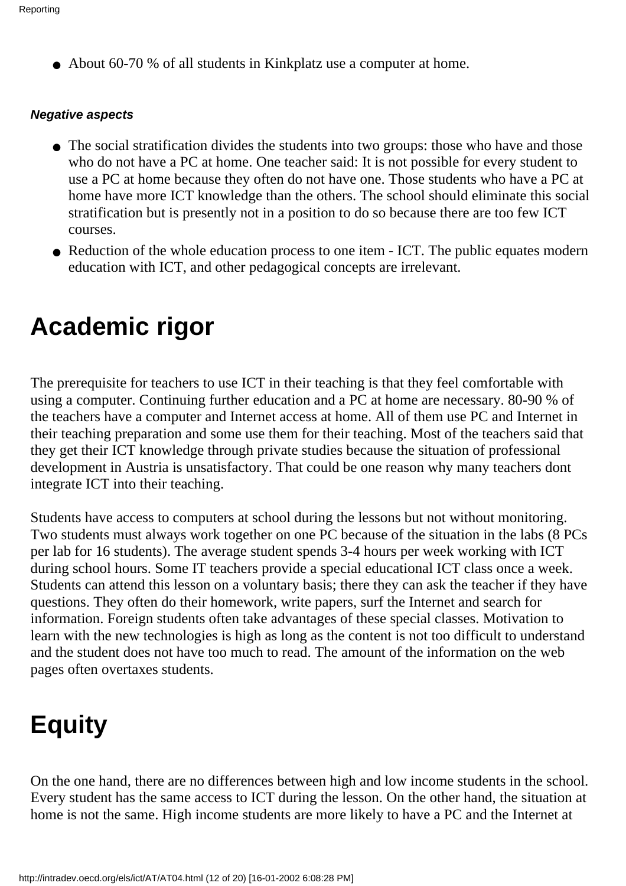- About 60-70 % of all students in Kinkplatz use a computer at home.

***Negative aspects***

- The social stratification divides the students into two groups: those who have and those who do not have a PC at home. One teacher said: It is not possible for every student to use a PC at home because they often do not have one. Those students who have a PC at home have more ICT knowledge than the others. The school should eliminate this social stratification but is presently not in a position to do so because there are too few ICT courses.
- Reduction of the whole education process to one item - ICT. The public equates modern education with ICT, and other pedagogical concepts are irrelevant.

# Academic rigor

The prerequisite for teachers to use ICT in their teaching is that they feel comfortable with using a computer. Continuing further education and a PC at home are necessary. 80-90 % of the teachers have a computer and Internet access at home. All of them use PC and Internet in their teaching preparation and some use them for their teaching. Most of the teachers said that they get their ICT knowledge through private studies because the situation of professional development in Austria is unsatisfactory. That could be one reason why many teachers dont integrate ICT into their teaching.

Students have access to computers at school during the lessons but not without monitoring. Two students must always work together on one PC because of the situation in the labs (8 PCs per lab for 16 students). The average student spends 3-4 hours per week working with ICT during school hours. Some IT teachers provide a special educational ICT class once a week. Students can attend this lesson on a voluntary basis; there they can ask the teacher if they have questions. They often do their homework, write papers, surf the Internet and search for information. Foreign students often take advantages of these special classes. Motivation to learn with the new technologies is high as long as the content is not too difficult to understand and the student does not have too much to read. The amount of the information on the web pages often overtaxes students.

# Equity

On the one hand, there are no differences between high and low income students in the school. Every student has the same access to ICT during the lesson. On the other hand, the situation at home is not the same. High income students are more likely to have a PC and the Internet at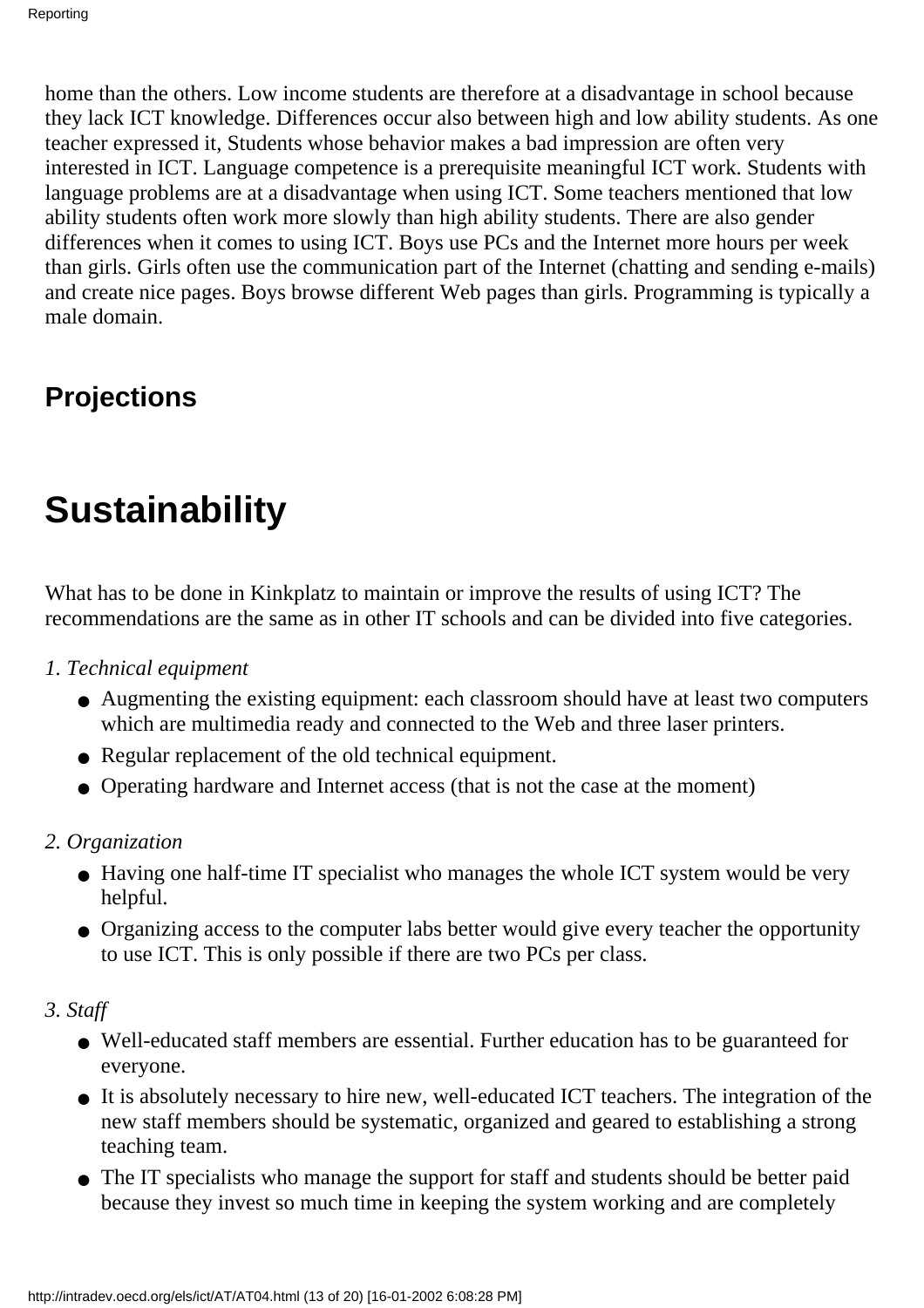home than the others. Low income students are therefore at a disadvantage in school because they lack ICT knowledge. Differences occur also between high and low ability students. As one teacher expressed it, Students whose behavior makes a bad impression are often very interested in ICT. Language competence is a prerequisite meaningful ICT work. Students with language problems are at a disadvantage when using ICT. Some teachers mentioned that low ability students often work more slowly than high ability students. There are also gender differences when it comes to using ICT. Boys use PCs and the Internet more hours per week than girls. Girls often use the communication part of the Internet (chatting and sending e-mails) and create nice pages. Boys browse different Web pages than girls. Programming is typically a male domain.

## Projections

# Sustainability

What has to be done in Kinkplatz to maintain or improve the results of using ICT? The recommendations are the same as in other IT schools and can be divided into five categories.

*1. Technical equipment*

- Augmenting the existing equipment: each classroom should have at least two computers which are multimedia ready and connected to the Web and three laser printers.
- Regular replacement of the old technical equipment.
- Operating hardware and Internet access (that is not the case at the moment)

*2. Organization*

- Having one half-time IT specialist who manages the whole ICT system would be very helpful.
- Organizing access to the computer labs better would give every teacher the opportunity to use ICT. This is only possible if there are two PCs per class.

*3. Staff*

- Well-educated staff members are essential. Further education has to be guaranteed for everyone.
- It is absolutely necessary to hire new, well-educated ICT teachers. The integration of the new staff members should be systematic, organized and geared to establishing a strong teaching team.
- The IT specialists who manage the support for staff and students should be better paid because they invest so much time in keeping the system working and are completely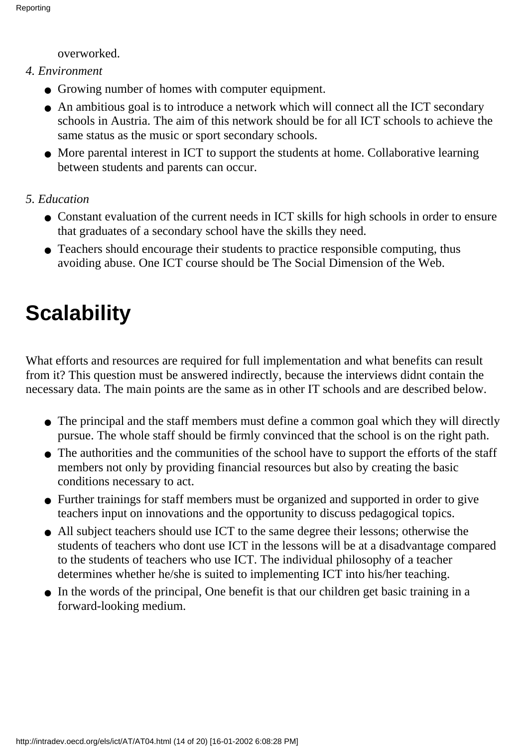overworked.

*4. Environment*

- Growing number of homes with computer equipment.
- An ambitious goal is to introduce a network which will connect all the ICT secondary schools in Austria. The aim of this network should be for all ICT schools to achieve the same status as the music or sport secondary schools.
- More parental interest in ICT to support the students at home. Collaborative learning between students and parents can occur.

*5. Education*

- Constant evaluation of the current needs in ICT skills for high schools in order to ensure that graduates of a secondary school have the skills they need.
- Teachers should encourage their students to practice responsible computing, thus avoiding abuse. One ICT course should be The Social Dimension of the Web.

# Scalability

What efforts and resources are required for full implementation and what benefits can result from it? This question must be answered indirectly, because the interviews didnt contain the necessary data. The main points are the same as in other IT schools and are described below.

- The principal and the staff members must define a common goal which they will directly pursue. The whole staff should be firmly convinced that the school is on the right path.
- The authorities and the communities of the school have to support the efforts of the staff members not only by providing financial resources but also by creating the basic conditions necessary to act.
- Further trainings for staff members must be organized and supported in order to give teachers input on innovations and the opportunity to discuss pedagogical topics.
- All subject teachers should use ICT to the same degree their lessons; otherwise the students of teachers who dont use ICT in the lessons will be at a disadvantage compared to the students of teachers who use ICT. The individual philosophy of a teacher determines whether he/she is suited to implementing ICT into his/her teaching.
- In the words of the principal, One benefit is that our children get basic training in a forward-looking medium.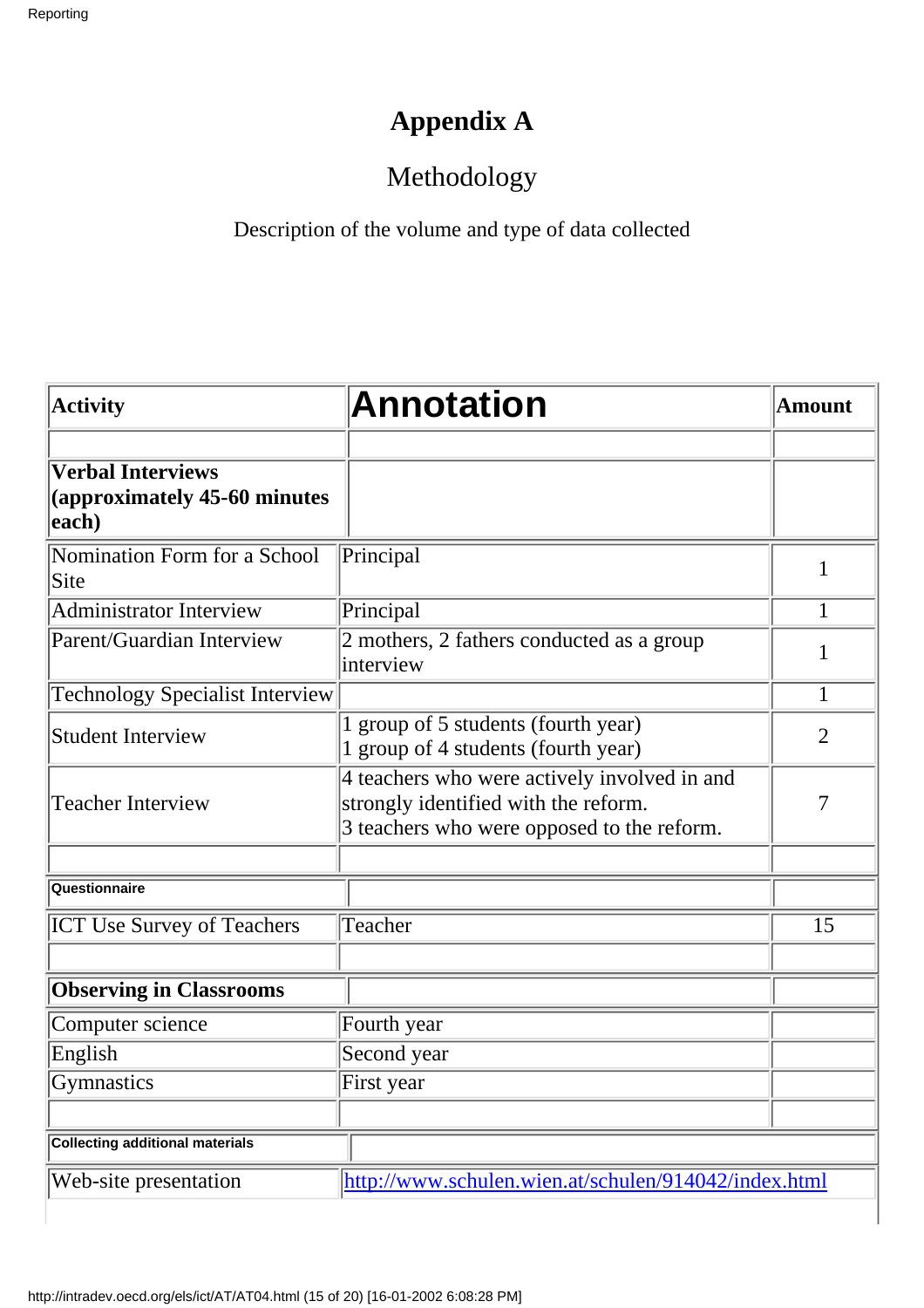# Appendix A

## Methodology

Description of the volume and type of data collected

| Activity | Annotation | Amount |
|---|---|---|
| | | |
| **Verbal Interviews (approximately 45-60 minutes each)** | | |
| Nomination Form for a School Site | Principal | 1 |
| Administrator Interview | Principal | 1 |
| Parent/Guardian Interview | 2 mothers, 2 fathers conducted as a group interview | 1 |
| Technology Specialist Interview | | 1 |
| Student Interview | 1 group of 5 students (fourth year)<br>1 group of 4 students (fourth year) | 2 |
| Teacher Interview | 4 teachers who were actively involved in and strongly identified with the reform.<br>3 teachers who were opposed to the reform. | 7 |
| | | |
| **Questionnaire** | | |
| ICT Use Survey of Teachers | Teacher | 15 |
| | | |
| **Observing in Classrooms** | | |
| Computer science | Fourth year | |
| English | Second year | |
| Gymnastics | First year | |
| | | |
| **Collecting additional materials** | | |
| Web-site presentation | [http://www.schulen.wien.at/schulen/914042/index.html](http://www.schulen.wien.at/schulen/914042/index.html) | |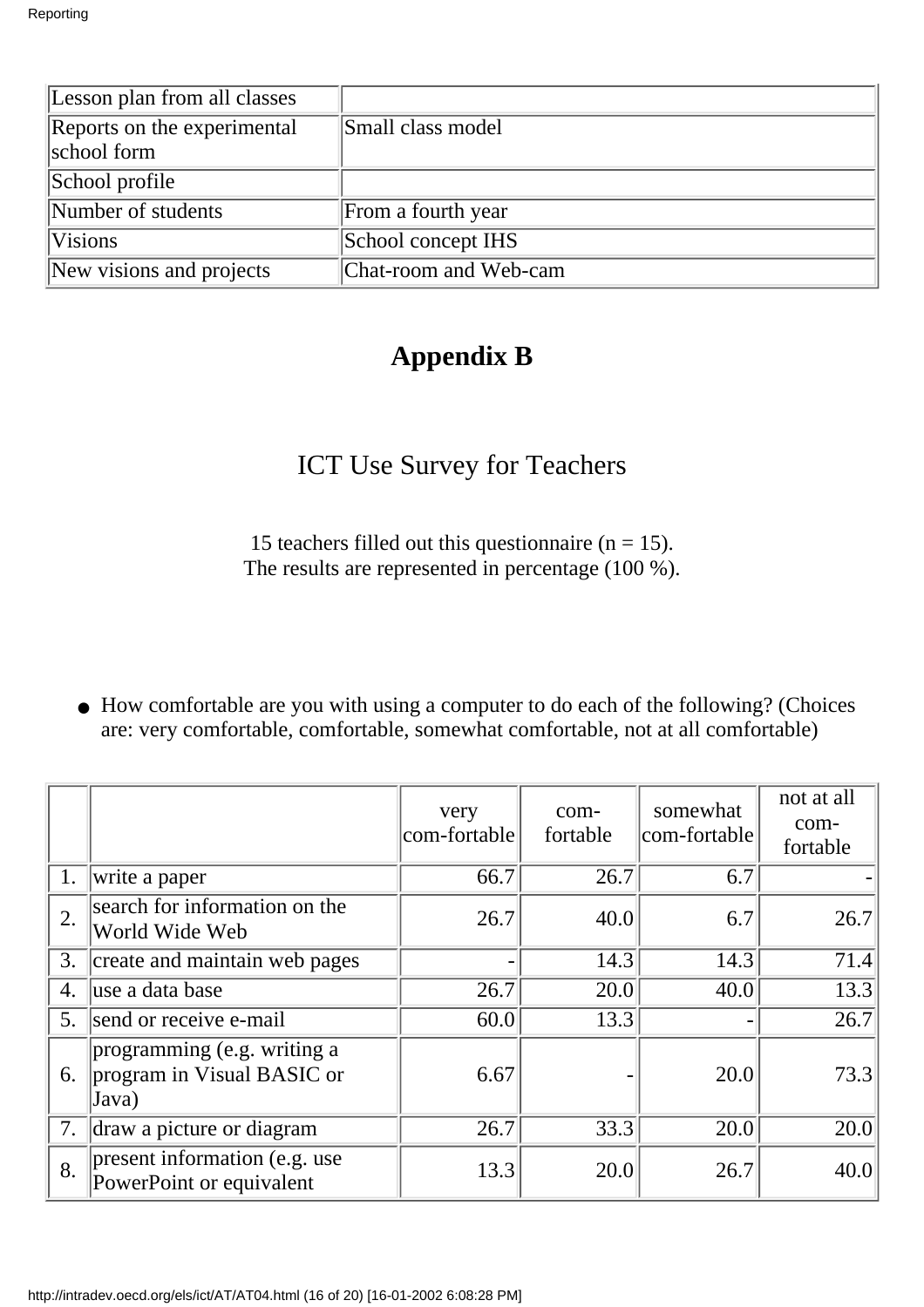| | |
|---|---|
| Lesson plan from all classes | |
| Reports on the experimental school form | Small class model |
| School profile | |
| Number of students | From a fourth year |
| Visions | School concept IHS |
| New visions and projects | Chat-room and Web-cam |

## Appendix B

# ICT Use Survey for Teachers

15 teachers filled out this questionnaire (n = 15).
The results are represented in percentage (100 %).

- How comfortable are you with using a computer to do each of the following? (Choices are: very comfortable, comfortable, somewhat comfortable, not at all comfortable)

| | | very com-fortable | com-fortable | somewhat com-fortable | not at all com-fortable |
|---|---|---|---|---|---|
| 1. | write a paper | 66.7 | 26.7 | 6.7 | - |
| 2. | search for information on the World Wide Web | 26.7 | 40.0 | 6.7 | 26.7 |
| 3. | create and maintain web pages | - | 14.3 | 14.3 | 71.4 |
| 4. | use a data base | 26.7 | 20.0 | 40.0 | 13.3 |
| 5. | send or receive e-mail | 60.0 | 13.3 | - | 26.7 |
| 6. | programming (e.g. writing a program in Visual BASIC or Java) | 6.67 | - | 20.0 | 73.3 |
| 7. | draw a picture or diagram | 26.7 | 33.3 | 20.0 | 20.0 |
| 8. | present information (e.g. use PowerPoint or equivalent | 13.3 | 20.0 | 26.7 | 40.0 |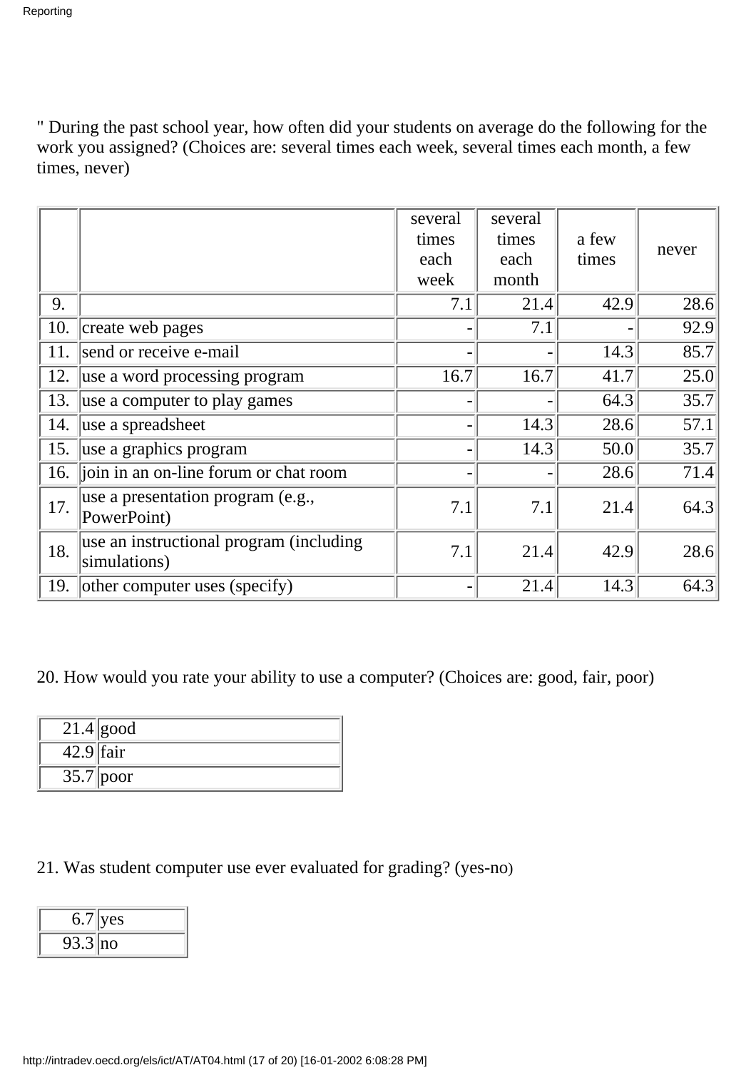" During the past school year, how often did your students on average do the following for the work you assigned? (Choices are: several times each week, several times each month, a few times, never)

| | | several times each week | several times each month | a few times | never |
|---|---|---|---|---|---|
| 9. | | 7.1 | 21.4 | 42.9 | 28.6 |
| 10. | create web pages | - | 7.1 | - | 92.9 |
| 11. | send or receive e-mail | - | - | 14.3 | 85.7 |
| 12. | use a word processing program | 16.7 | 16.7 | 41.7 | 25.0 |
| 13. | use a computer to play games | - | - | 64.3 | 35.7 |
| 14. | use a spreadsheet | - | 14.3 | 28.6 | 57.1 |
| 15. | use a graphics program | - | 14.3 | 50.0 | 35.7 |
| 16. | join in an on-line forum or chat room | - | - | 28.6 | 71.4 |
| 17. | use a presentation program (e.g., PowerPoint) | 7.1 | 7.1 | 21.4 | 64.3 |
| 18. | use an instructional program (including simulations) | 7.1 | 21.4 | 42.9 | 28.6 |
| 19. | other computer uses (specify) | - | 21.4 | 14.3 | 64.3 |

20. How would you rate your ability to use a computer? (Choices are: good, fair, poor)

| | |
|---|---|
| 21.4 | good |
| 42.9 | fair |
| 35.7 | poor |

21. Was student computer use ever evaluated for grading? (yes-no)

| | |
|---|---|
| 6.7 | yes |
| 93.3 | no |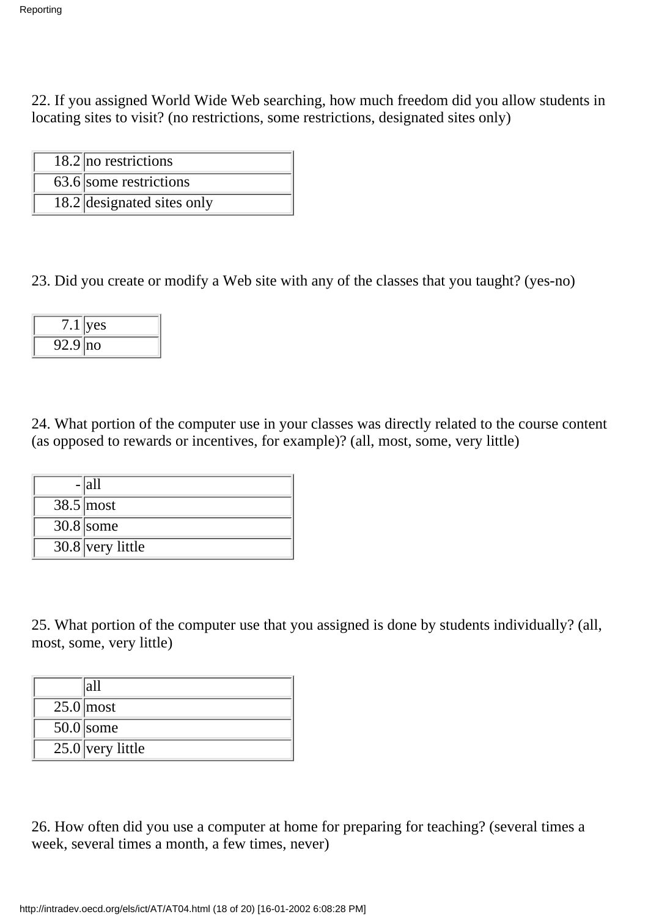22. If you assigned World Wide Web searching, how much freedom did you allow students in locating sites to visit? (no restrictions, some restrictions, designated sites only)

| | |
|---|---|
| 18.2 | no restrictions |
| 63.6 | some restrictions |
| 18.2 | designated sites only |

23. Did you create or modify a Web site with any of the classes that you taught? (yes-no)

| | |
|---|---|
| 7.1 | yes |
| 92.9 | no |

24. What portion of the computer use in your classes was directly related to the course content (as opposed to rewards or incentives, for example)? (all, most, some, very little)

| | |
|---|---|
| - | all |
| 38.5 | most |
| 30.8 | some |
| 30.8 | very little |

25. What portion of the computer use that you assigned is done by students individually? (all, most, some, very little)

| | |
|---|---|
| | all |
| 25.0 | most |
| 50.0 | some |
| 25.0 | very little |

26. How often did you use a computer at home for preparing for teaching? (several times a week, several times a month, a few times, never)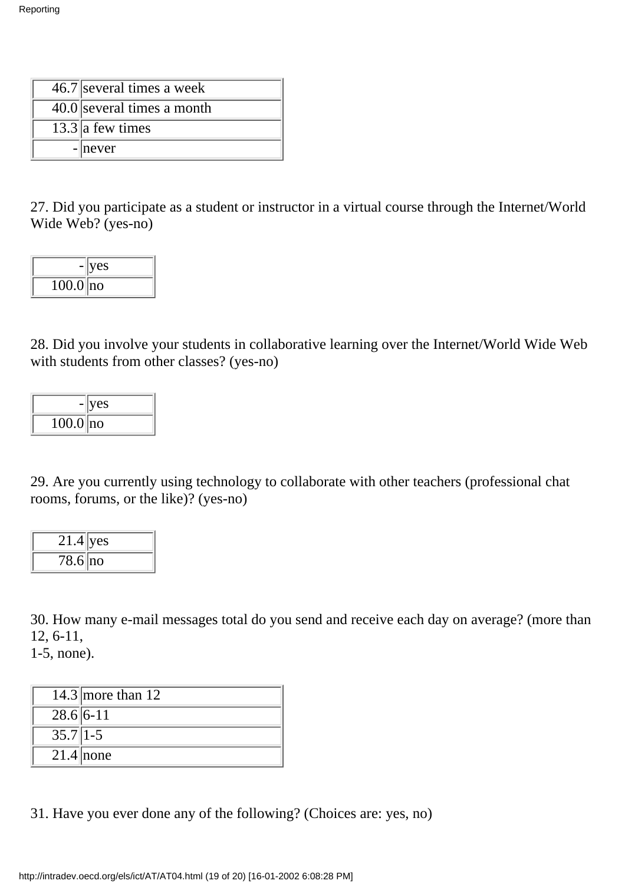| | |
|---|---|
| 46.7 | several times a week |
| 40.0 | several times a month |
| 13.3 | a few times |
| - | never |

27. Did you participate as a student or instructor in a virtual course through the Internet/World Wide Web? (yes-no)

| | |
|---|---|
| - | yes |
| 100.0 | no |

28. Did you involve your students in collaborative learning over the Internet/World Wide Web with students from other classes? (yes-no)

| | |
|---|---|
| - | yes |
| 100.0 | no |

29. Are you currently using technology to collaborate with other teachers (professional chat rooms, forums, or the like)? (yes-no)

| | |
|---|---|
| 21.4 | yes |
| 78.6 | no |

30. How many e-mail messages total do you send and receive each day on average? (more than 12, 6-11,
1-5, none).

| | |
|---|---|
| 14.3 | more than 12 |
| 28.6 | 6-11 |
| 35.7 | 1-5 |
| 21.4 | none |

31. Have you ever done any of the following? (Choices are: yes, no)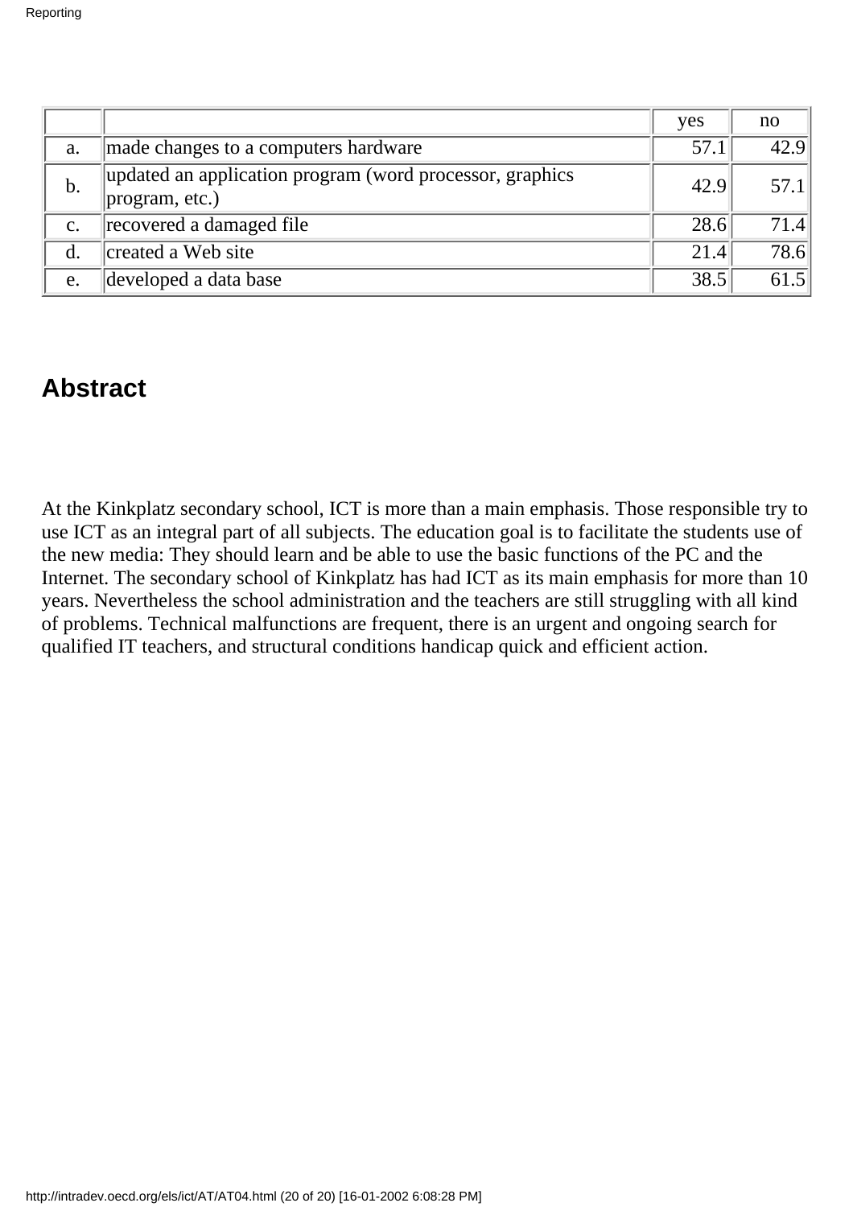| | | yes | no |
|---|---|---|---|
| a. | made changes to a computers hardware | 57.1 | 42.9 |
| b. | updated an application program (word processor, graphics program, etc.) | 42.9 | 57.1 |
| c. | recovered a damaged file | 28.6 | 71.4 |
| d. | created a Web site | 21.4 | 78.6 |
| e. | developed a data base | 38.5 | 61.5 |

## Abstract

At the Kinkplatz secondary school, ICT is more than a main emphasis. Those responsible try to use ICT as an integral part of all subjects. The education goal is to facilitate the students use of the new media: They should learn and be able to use the basic functions of the PC and the Internet. The secondary school of Kinkplatz has had ICT as its main emphasis for more than 10 years. Nevertheless the school administration and the teachers are still struggling with all kind of problems. Technical malfunctions are frequent, there is an urgent and ongoing search for qualified IT teachers, and structural conditions handicap quick and efficient action.